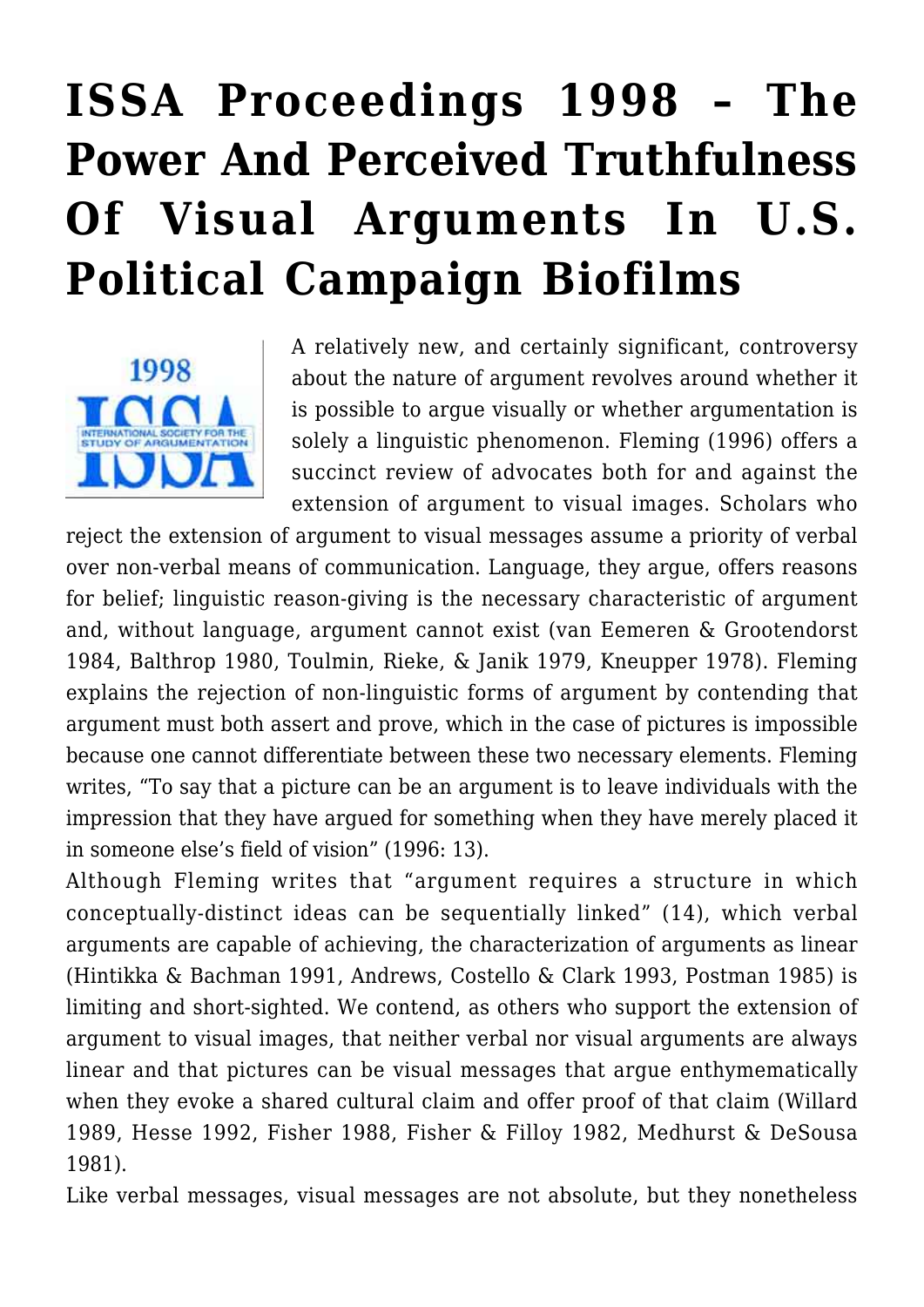# ISSA Proceedings 1998 – The Power And Perceived Truthfulness Of Visual Arguments In U.S. Political Campaign Biofilms

A relatively new, and certainly significant, controversy about the nature of argument revolves around whether it is possible to argue visually or whether argumentation is solely a linguistic phenomenon. Fleming (1996) offers a succinct review of advocates both for and against the extension of argument to visual images. Scholars who reject the extension of argument to visual messages assume a priority of verbal over non-verbal means of communication. Language, they argue, offers reasons for belief; linguistic reason-giving is the necessary characteristic of argument and, without language, argument cannot exist (van Eemeren & Grootendorst 1984, Balthrop 1980, Toulmin, Rieke, & Janik 1979, Kneupper 1978). Fleming explains the rejection of non-linguistic forms of argument by contending that argument must both assert and prove, which in the case of pictures is impossible because one cannot differentiate between these two necessary elements. Fleming writes, "To say that a picture can be an argument is to leave individuals with the impression that they have argued for something when they have merely placed it in someone else's field of vision" (1996: 13).

Although Fleming writes that "argument requires a structure in which conceptually-distinct ideas can be sequentially linked" (14), which verbal arguments are capable of achieving, the characterization of arguments as linear (Hintikka & Bachman 1991, Andrews, Costello & Clark 1993, Postman 1985) is limiting and short-sighted. We contend, as others who support the extension of argument to visual images, that neither verbal nor visual arguments are always linear and that pictures can be visual messages that argue enthymematically when they evoke a shared cultural claim and offer proof of that claim (Willard 1989, Hesse 1992, Fisher 1988, Fisher & Filloy 1982, Medhurst & DeSousa 1981).

Like verbal messages, visual messages are not absolute, but they nonetheless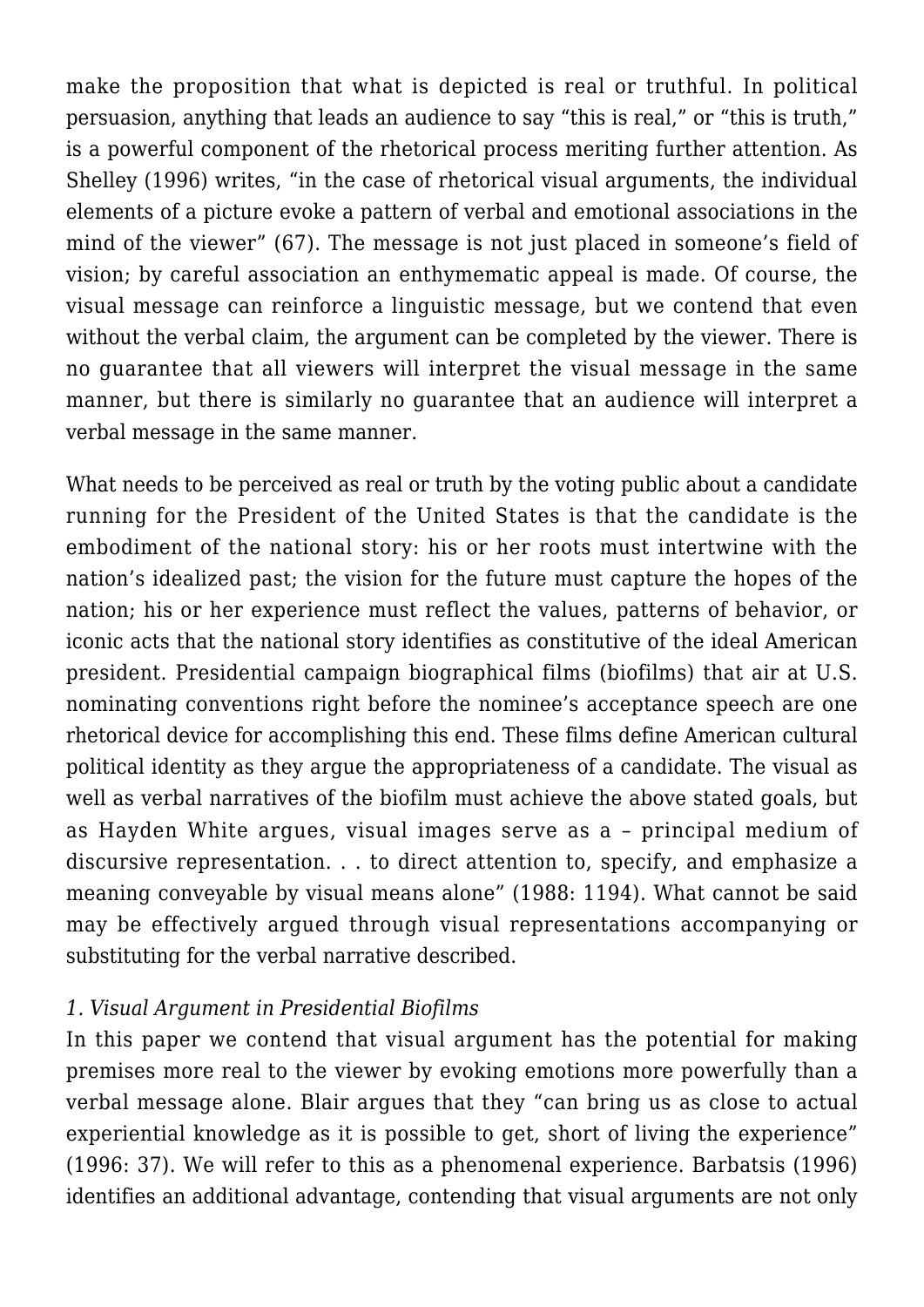make the proposition that what is depicted is real or truthful. In political persuasion, anything that leads an audience to say "this is real," or "this is truth," is a powerful component of the rhetorical process meriting further attention. As Shelley (1996) writes, "in the case of rhetorical visual arguments, the individual elements of a picture evoke a pattern of verbal and emotional associations in the mind of the viewer" (67). The message is not just placed in someone's field of vision; by careful association an enthymematic appeal is made. Of course, the visual message can reinforce a linguistic message, but we contend that even without the verbal claim, the argument can be completed by the viewer. There is no guarantee that all viewers will interpret the visual message in the same manner, but there is similarly no guarantee that an audience will interpret a verbal message in the same manner.

What needs to be perceived as real or truth by the voting public about a candidate running for the President of the United States is that the candidate is the embodiment of the national story: his or her roots must intertwine with the nation's idealized past; the vision for the future must capture the hopes of the nation; his or her experience must reflect the values, patterns of behavior, or iconic acts that the national story identifies as constitutive of the ideal American president. Presidential campaign biographical films (biofilms) that air at U.S. nominating conventions right before the nominee's acceptance speech are one rhetorical device for accomplishing this end. These films define American cultural political identity as they argue the appropriateness of a candidate. The visual as well as verbal narratives of the biofilm must achieve the above stated goals, but as Hayden White argues, visual images serve as a – principal medium of discursive representation. . . to direct attention to, specify, and emphasize a meaning conveyable by visual means alone" (1988: 1194). What cannot be said may be effectively argued through visual representations accompanying or substituting for the verbal narrative described.

*1. Visual Argument in Presidential Biofilms*

In this paper we contend that visual argument has the potential for making premises more real to the viewer by evoking emotions more powerfully than a verbal message alone. Blair argues that they "can bring us as close to actual experiential knowledge as it is possible to get, short of living the experience" (1996: 37). We will refer to this as a phenomenal experience. Barbatsis (1996) identifies an additional advantage, contending that visual arguments are not only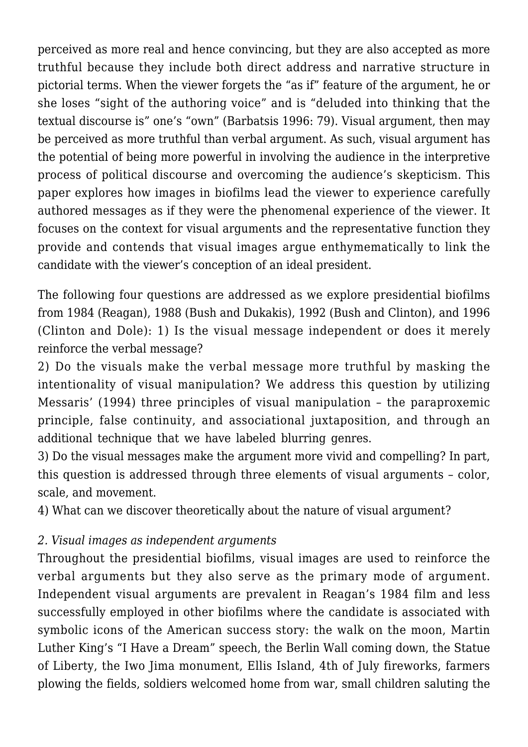perceived as more real and hence convincing, but they are also accepted as more truthful because they include both direct address and narrative structure in pictorial terms. When the viewer forgets the "as if" feature of the argument, he or she loses "sight of the authoring voice" and is "deluded into thinking that the textual discourse is" one's "own" (Barbatsis 1996: 79). Visual argument, then may be perceived as more truthful than verbal argument. As such, visual argument has the potential of being more powerful in involving the audience in the interpretive process of political discourse and overcoming the audience's skepticism. This paper explores how images in biofilms lead the viewer to experience carefully authored messages as if they were the phenomenal experience of the viewer. It focuses on the context for visual arguments and the representative function they provide and contends that visual images argue enthymematically to link the candidate with the viewer's conception of an ideal president.

The following four questions are addressed as we explore presidential biofilms from 1984 (Reagan), 1988 (Bush and Dukakis), 1992 (Bush and Clinton), and 1996 (Clinton and Dole): 1) Is the visual message independent or does it merely reinforce the verbal message?

2) Do the visuals make the verbal message more truthful by masking the intentionality of visual manipulation? We address this question by utilizing Messaris' (1994) three principles of visual manipulation – the paraproxemic principle, false continuity, and associational juxtaposition, and through an additional technique that we have labeled blurring genres.

3) Do the visual messages make the argument more vivid and compelling? In part, this question is addressed through three elements of visual arguments – color, scale, and movement.

4) What can we discover theoretically about the nature of visual argument?

*2. Visual images as independent arguments*

Throughout the presidential biofilms, visual images are used to reinforce the verbal arguments but they also serve as the primary mode of argument. Independent visual arguments are prevalent in Reagan's 1984 film and less successfully employed in other biofilms where the candidate is associated with symbolic icons of the American success story: the walk on the moon, Martin Luther King's "I Have a Dream" speech, the Berlin Wall coming down, the Statue of Liberty, the Iwo Jima monument, Ellis Island, 4th of July fireworks, farmers plowing the fields, soldiers welcomed home from war, small children saluting the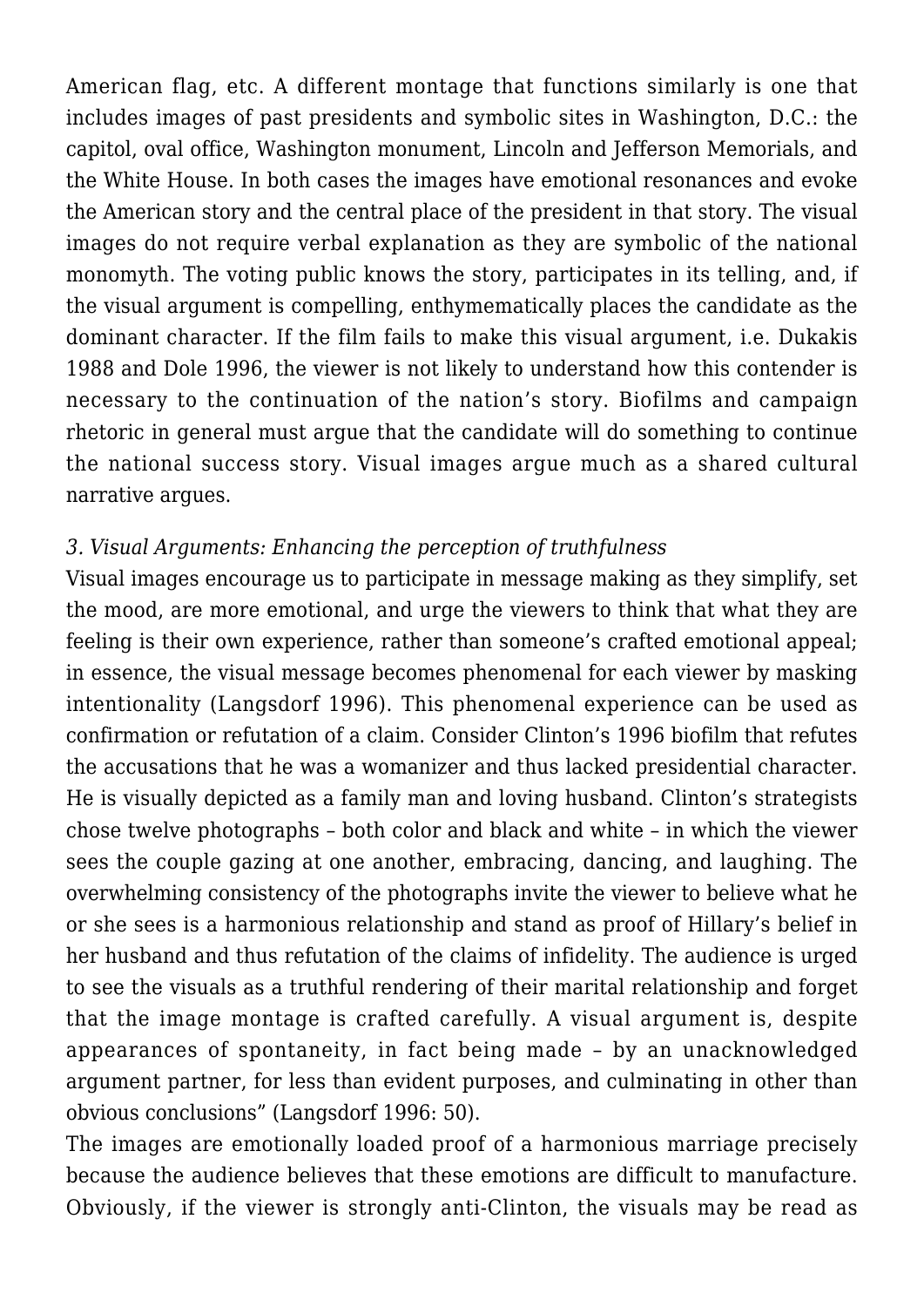American flag, etc. A different montage that functions similarly is one that includes images of past presidents and symbolic sites in Washington, D.C.: the capitol, oval office, Washington monument, Lincoln and Jefferson Memorials, and the White House. In both cases the images have emotional resonances and evoke the American story and the central place of the president in that story. The visual images do not require verbal explanation as they are symbolic of the national monomyth. The voting public knows the story, participates in its telling, and, if the visual argument is compelling, enthymematically places the candidate as the dominant character. If the film fails to make this visual argument, i.e. Dukakis 1988 and Dole 1996, the viewer is not likely to understand how this contender is necessary to the continuation of the nation's story. Biofilms and campaign rhetoric in general must argue that the candidate will do something to continue the national success story. Visual images argue much as a shared cultural narrative argues.

*3. Visual Arguments: Enhancing the perception of truthfulness*

Visual images encourage us to participate in message making as they simplify, set the mood, are more emotional, and urge the viewers to think that what they are feeling is their own experience, rather than someone's crafted emotional appeal; in essence, the visual message becomes phenomenal for each viewer by masking intentionality (Langsdorf 1996). This phenomenal experience can be used as confirmation or refutation of a claim. Consider Clinton's 1996 biofilm that refutes the accusations that he was a womanizer and thus lacked presidential character. He is visually depicted as a family man and loving husband. Clinton's strategists chose twelve photographs – both color and black and white – in which the viewer sees the couple gazing at one another, embracing, dancing, and laughing. The overwhelming consistency of the photographs invite the viewer to believe what he or she sees is a harmonious relationship and stand as proof of Hillary's belief in her husband and thus refutation of the claims of infidelity. The audience is urged to see the visuals as a truthful rendering of their marital relationship and forget that the image montage is crafted carefully. A visual argument is, despite appearances of spontaneity, in fact being made – by an unacknowledged argument partner, for less than evident purposes, and culminating in other than obvious conclusions" (Langsdorf 1996: 50).

The images are emotionally loaded proof of a harmonious marriage precisely because the audience believes that these emotions are difficult to manufacture. Obviously, if the viewer is strongly anti-Clinton, the visuals may be read as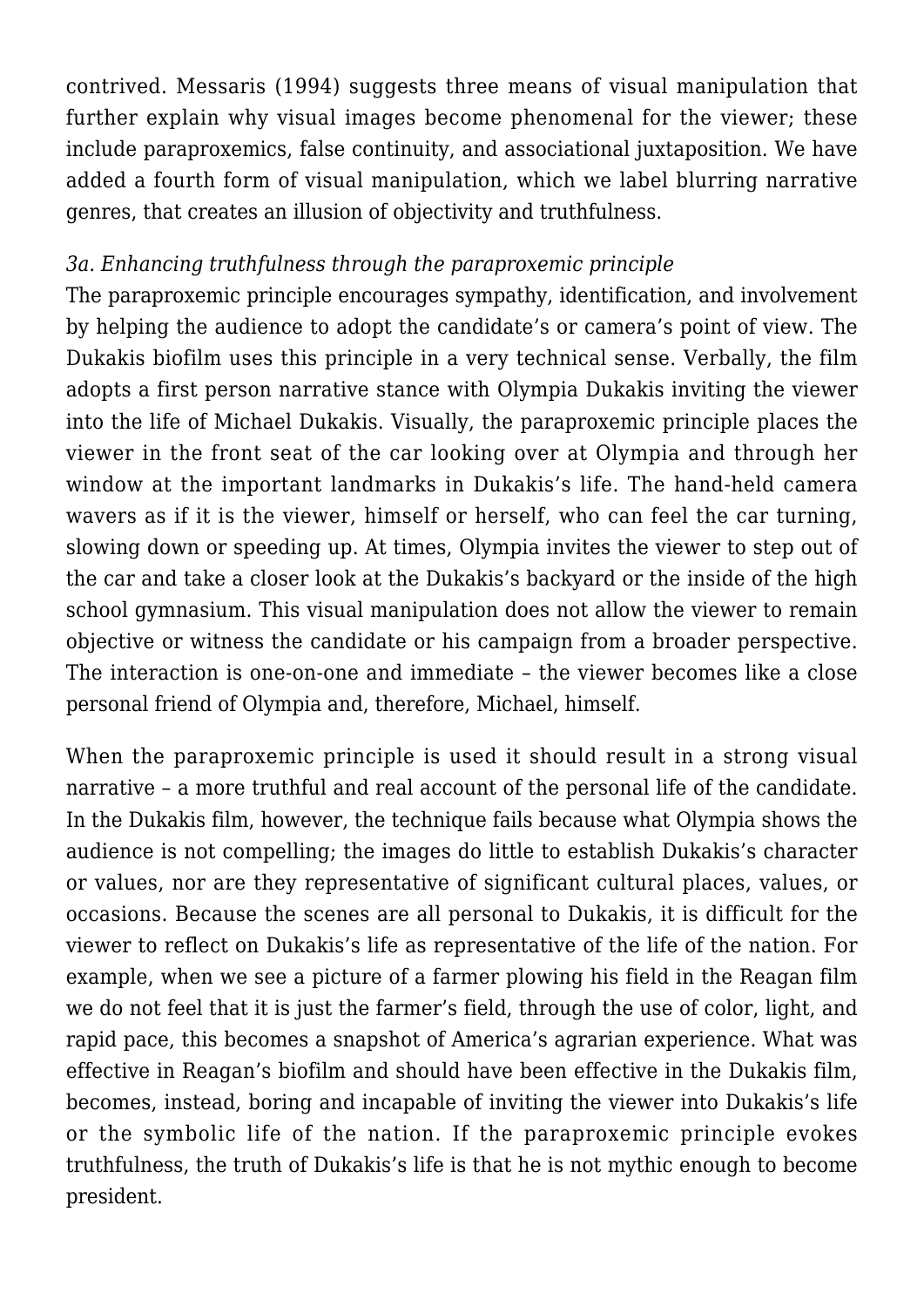contrived. Messaris (1994) suggests three means of visual manipulation that further explain why visual images become phenomenal for the viewer; these include paraproxemics, false continuity, and associational juxtaposition. We have added a fourth form of visual manipulation, which we label blurring narrative genres, that creates an illusion of objectivity and truthfulness.

*3a. Enhancing truthfulness through the paraproxemic principle*

The paraproxemic principle encourages sympathy, identification, and involvement by helping the audience to adopt the candidate's or camera's point of view. The Dukakis biofilm uses this principle in a very technical sense. Verbally, the film adopts a first person narrative stance with Olympia Dukakis inviting the viewer into the life of Michael Dukakis. Visually, the paraproxemic principle places the viewer in the front seat of the car looking over at Olympia and through her window at the important landmarks in Dukakis's life. The hand-held camera wavers as if it is the viewer, himself or herself, who can feel the car turning, slowing down or speeding up. At times, Olympia invites the viewer to step out of the car and take a closer look at the Dukakis's backyard or the inside of the high school gymnasium. This visual manipulation does not allow the viewer to remain objective or witness the candidate or his campaign from a broader perspective. The interaction is one-on-one and immediate – the viewer becomes like a close personal friend of Olympia and, therefore, Michael, himself.

When the paraproxemic principle is used it should result in a strong visual narrative – a more truthful and real account of the personal life of the candidate. In the Dukakis film, however, the technique fails because what Olympia shows the audience is not compelling; the images do little to establish Dukakis's character or values, nor are they representative of significant cultural places, values, or occasions. Because the scenes are all personal to Dukakis, it is difficult for the viewer to reflect on Dukakis's life as representative of the life of the nation. For example, when we see a picture of a farmer plowing his field in the Reagan film we do not feel that it is just the farmer's field, through the use of color, light, and rapid pace, this becomes a snapshot of America's agrarian experience. What was effective in Reagan's biofilm and should have been effective in the Dukakis film, becomes, instead, boring and incapable of inviting the viewer into Dukakis's life or the symbolic life of the nation. If the paraproxemic principle evokes truthfulness, the truth of Dukakis's life is that he is not mythic enough to become president.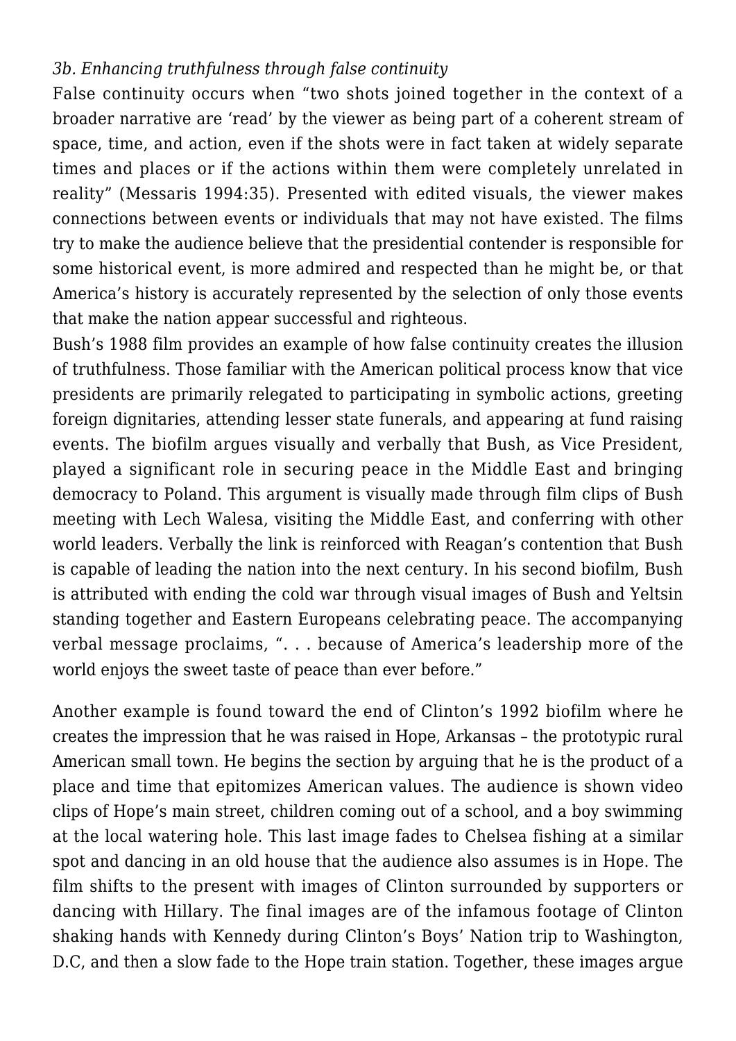*3b. Enhancing truthfulness through false continuity*

False continuity occurs when "two shots joined together in the context of a broader narrative are 'read' by the viewer as being part of a coherent stream of space, time, and action, even if the shots were in fact taken at widely separate times and places or if the actions within them were completely unrelated in reality" (Messaris 1994:35). Presented with edited visuals, the viewer makes connections between events or individuals that may not have existed. The films try to make the audience believe that the presidential contender is responsible for some historical event, is more admired and respected than he might be, or that America's history is accurately represented by the selection of only those events that make the nation appear successful and righteous.

Bush's 1988 film provides an example of how false continuity creates the illusion of truthfulness. Those familiar with the American political process know that vice presidents are primarily relegated to participating in symbolic actions, greeting foreign dignitaries, attending lesser state funerals, and appearing at fund raising events. The biofilm argues visually and verbally that Bush, as Vice President, played a significant role in securing peace in the Middle East and bringing democracy to Poland. This argument is visually made through film clips of Bush meeting with Lech Walesa, visiting the Middle East, and conferring with other world leaders. Verbally the link is reinforced with Reagan's contention that Bush is capable of leading the nation into the next century. In his second biofilm, Bush is attributed with ending the cold war through visual images of Bush and Yeltsin standing together and Eastern Europeans celebrating peace. The accompanying verbal message proclaims, ". . . because of America's leadership more of the world enjoys the sweet taste of peace than ever before."

Another example is found toward the end of Clinton's 1992 biofilm where he creates the impression that he was raised in Hope, Arkansas – the prototypic rural American small town. He begins the section by arguing that he is the product of a place and time that epitomizes American values. The audience is shown video clips of Hope's main street, children coming out of a school, and a boy swimming at the local watering hole. This last image fades to Chelsea fishing at a similar spot and dancing in an old house that the audience also assumes is in Hope. The film shifts to the present with images of Clinton surrounded by supporters or dancing with Hillary. The final images are of the infamous footage of Clinton shaking hands with Kennedy during Clinton's Boys' Nation trip to Washington, D.C, and then a slow fade to the Hope train station. Together, these images argue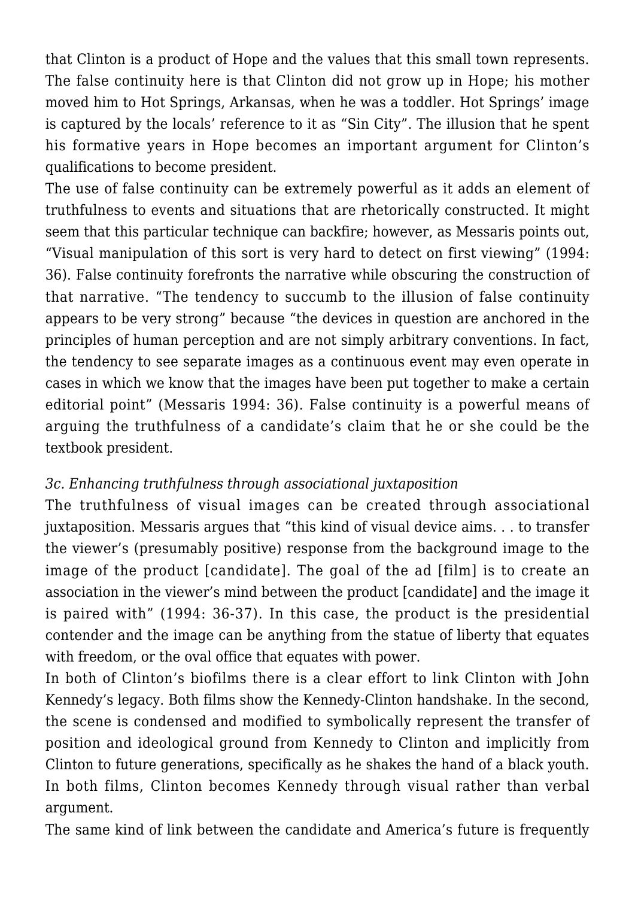that Clinton is a product of Hope and the values that this small town represents. The false continuity here is that Clinton did not grow up in Hope; his mother moved him to Hot Springs, Arkansas, when he was a toddler. Hot Springs' image is captured by the locals' reference to it as "Sin City". The illusion that he spent his formative years in Hope becomes an important argument for Clinton's qualifications to become president.

The use of false continuity can be extremely powerful as it adds an element of truthfulness to events and situations that are rhetorically constructed. It might seem that this particular technique can backfire; however, as Messaris points out, "Visual manipulation of this sort is very hard to detect on first viewing" (1994: 36). False continuity forefronts the narrative while obscuring the construction of that narrative. "The tendency to succumb to the illusion of false continuity appears to be very strong" because "the devices in question are anchored in the principles of human perception and are not simply arbitrary conventions. In fact, the tendency to see separate images as a continuous event may even operate in cases in which we know that the images have been put together to make a certain editorial point" (Messaris 1994: 36). False continuity is a powerful means of arguing the truthfulness of a candidate's claim that he or she could be the textbook president.

*3c. Enhancing truthfulness through associational juxtaposition*

The truthfulness of visual images can be created through associational juxtaposition. Messaris argues that "this kind of visual device aims. . . to transfer the viewer's (presumably positive) response from the background image to the image of the product [candidate]. The goal of the ad [film] is to create an association in the viewer's mind between the product [candidate] and the image it is paired with" (1994: 36-37). In this case, the product is the presidential contender and the image can be anything from the statue of liberty that equates with freedom, or the oval office that equates with power.

In both of Clinton's biofilms there is a clear effort to link Clinton with John Kennedy's legacy. Both films show the Kennedy-Clinton handshake. In the second, the scene is condensed and modified to symbolically represent the transfer of position and ideological ground from Kennedy to Clinton and implicitly from Clinton to future generations, specifically as he shakes the hand of a black youth. In both films, Clinton becomes Kennedy through visual rather than verbal argument.

The same kind of link between the candidate and America's future is frequently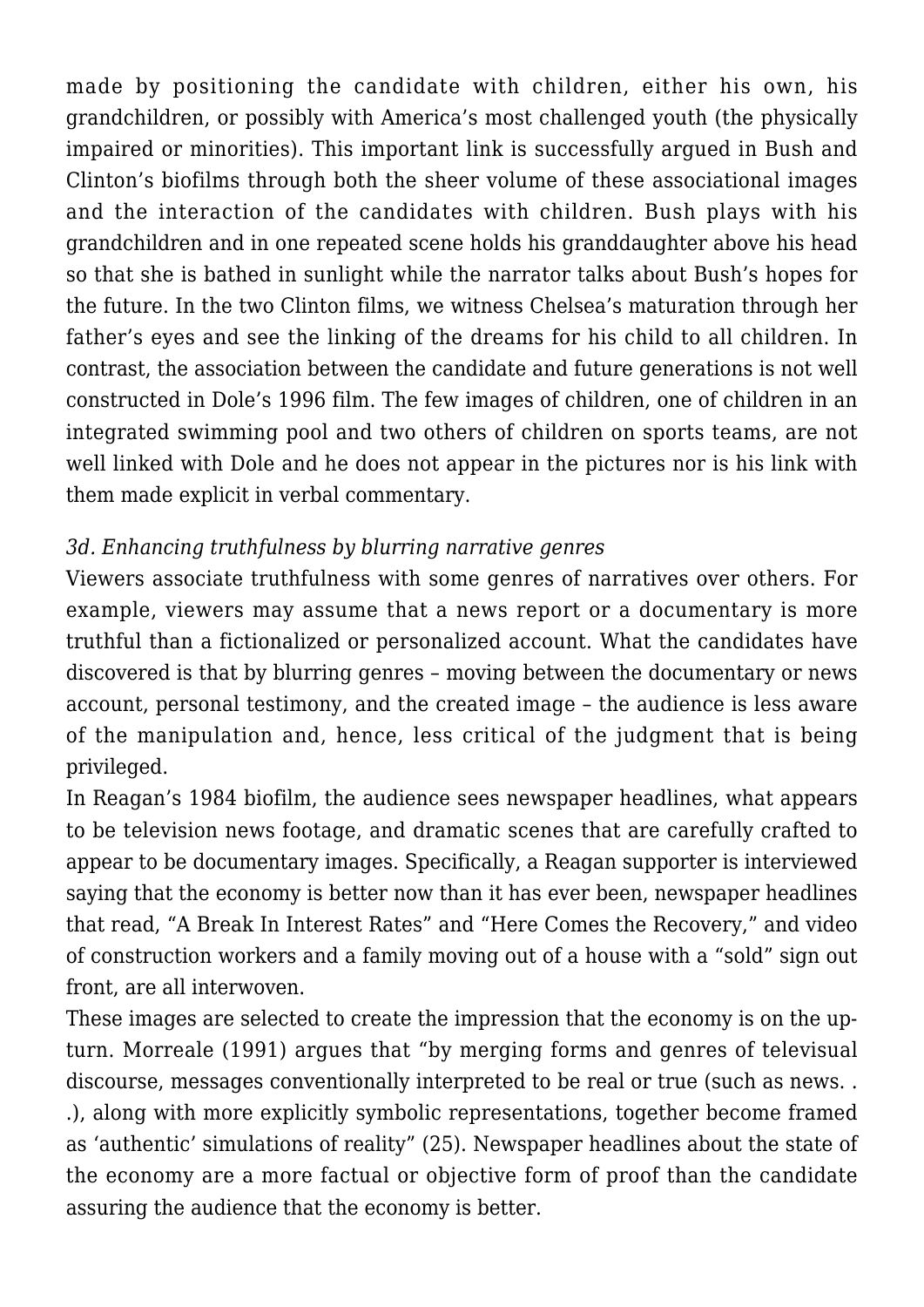made by positioning the candidate with children, either his own, his grandchildren, or possibly with America's most challenged youth (the physically impaired or minorities). This important link is successfully argued in Bush and Clinton's biofilms through both the sheer volume of these associational images and the interaction of the candidates with children. Bush plays with his grandchildren and in one repeated scene holds his granddaughter above his head so that she is bathed in sunlight while the narrator talks about Bush's hopes for the future. In the two Clinton films, we witness Chelsea's maturation through her father's eyes and see the linking of the dreams for his child to all children. In contrast, the association between the candidate and future generations is not well constructed in Dole's 1996 film. The few images of children, one of children in an integrated swimming pool and two others of children on sports teams, are not well linked with Dole and he does not appear in the pictures nor is his link with them made explicit in verbal commentary.

*3d. Enhancing truthfulness by blurring narrative genres*

Viewers associate truthfulness with some genres of narratives over others. For example, viewers may assume that a news report or a documentary is more truthful than a fictionalized or personalized account. What the candidates have discovered is that by blurring genres – moving between the documentary or news account, personal testimony, and the created image – the audience is less aware of the manipulation and, hence, less critical of the judgment that is being privileged.

In Reagan's 1984 biofilm, the audience sees newspaper headlines, what appears to be television news footage, and dramatic scenes that are carefully crafted to appear to be documentary images. Specifically, a Reagan supporter is interviewed saying that the economy is better now than it has ever been, newspaper headlines that read, "A Break In Interest Rates" and "Here Comes the Recovery," and video of construction workers and a family moving out of a house with a "sold" sign out front, are all interwoven.

These images are selected to create the impression that the economy is on the up-turn. Morreale (1991) argues that "by merging forms and genres of televisual discourse, messages conventionally interpreted to be real or true (such as news. . .), along with more explicitly symbolic representations, together become framed as 'authentic' simulations of reality" (25). Newspaper headlines about the state of the economy are a more factual or objective form of proof than the candidate assuring the audience that the economy is better.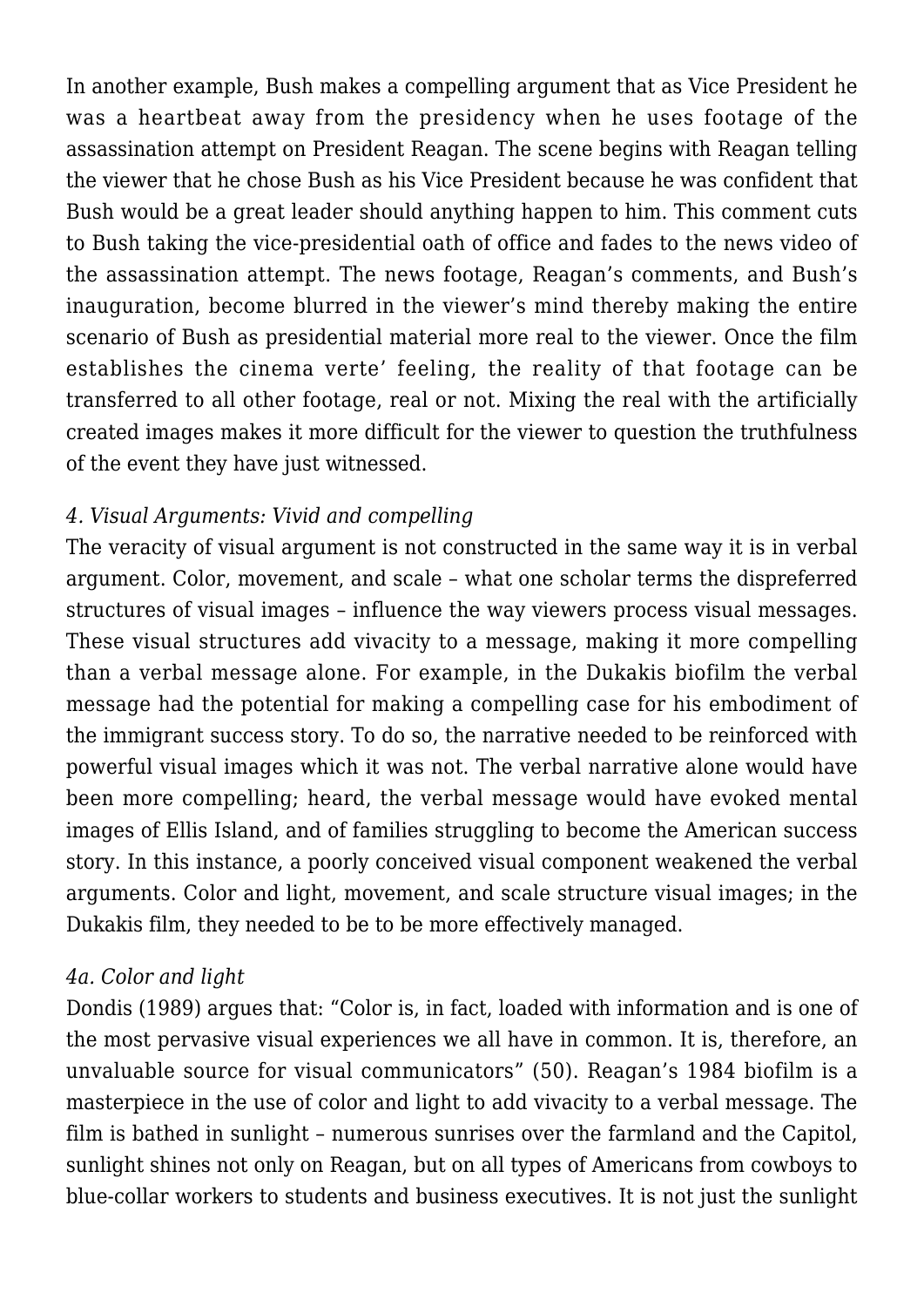In another example, Bush makes a compelling argument that as Vice President he was a heartbeat away from the presidency when he uses footage of the assassination attempt on President Reagan. The scene begins with Reagan telling the viewer that he chose Bush as his Vice President because he was confident that Bush would be a great leader should anything happen to him. This comment cuts to Bush taking the vice-presidential oath of office and fades to the news video of the assassination attempt. The news footage, Reagan's comments, and Bush's inauguration, become blurred in the viewer's mind thereby making the entire scenario of Bush as presidential material more real to the viewer. Once the film establishes the cinema verte' feeling, the reality of that footage can be transferred to all other footage, real or not. Mixing the real with the artificially created images makes it more difficult for the viewer to question the truthfulness of the event they have just witnessed.

*4. Visual Arguments: Vivid and compelling*

The veracity of visual argument is not constructed in the same way it is in verbal argument. Color, movement, and scale – what one scholar terms the dispreferred structures of visual images – influence the way viewers process visual messages. These visual structures add vivacity to a message, making it more compelling than a verbal message alone. For example, in the Dukakis biofilm the verbal message had the potential for making a compelling case for his embodiment of the immigrant success story. To do so, the narrative needed to be reinforced with powerful visual images which it was not. The verbal narrative alone would have been more compelling; heard, the verbal message would have evoked mental images of Ellis Island, and of families struggling to become the American success story. In this instance, a poorly conceived visual component weakened the verbal arguments. Color and light, movement, and scale structure visual images; in the Dukakis film, they needed to be to be more effectively managed.

*4a. Color and light*

Dondis (1989) argues that: "Color is, in fact, loaded with information and is one of the most pervasive visual experiences we all have in common. It is, therefore, an unvaluable source for visual communicators" (50). Reagan's 1984 biofilm is a masterpiece in the use of color and light to add vivacity to a verbal message. The film is bathed in sunlight – numerous sunrises over the farmland and the Capitol, sunlight shines not only on Reagan, but on all types of Americans from cowboys to blue-collar workers to students and business executives. It is not just the sunlight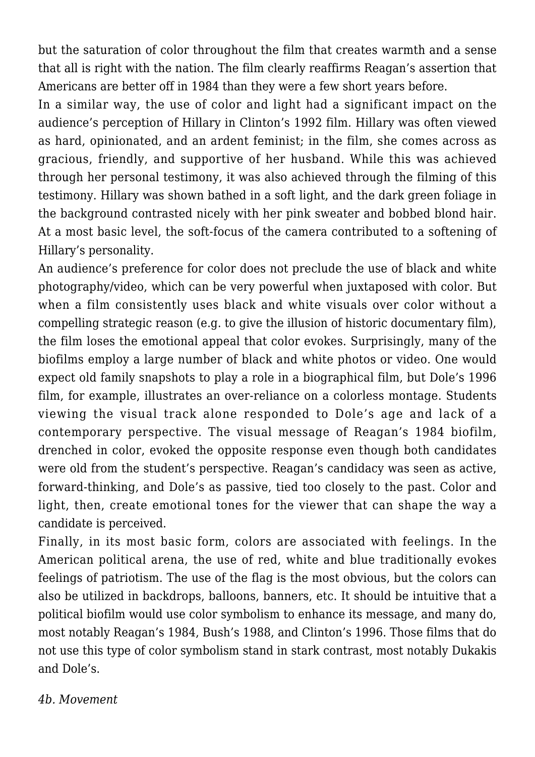but the saturation of color throughout the film that creates warmth and a sense that all is right with the nation. The film clearly reaffirms Reagan's assertion that Americans are better off in 1984 than they were a few short years before.

In a similar way, the use of color and light had a significant impact on the audience's perception of Hillary in Clinton's 1992 film. Hillary was often viewed as hard, opinionated, and an ardent feminist; in the film, she comes across as gracious, friendly, and supportive of her husband. While this was achieved through her personal testimony, it was also achieved through the filming of this testimony. Hillary was shown bathed in a soft light, and the dark green foliage in the background contrasted nicely with her pink sweater and bobbed blond hair. At a most basic level, the soft-focus of the camera contributed to a softening of Hillary's personality.

An audience's preference for color does not preclude the use of black and white photography/video, which can be very powerful when juxtaposed with color. But when a film consistently uses black and white visuals over color without a compelling strategic reason (e.g. to give the illusion of historic documentary film), the film loses the emotional appeal that color evokes. Surprisingly, many of the biofilms employ a large number of black and white photos or video. One would expect old family snapshots to play a role in a biographical film, but Dole's 1996 film, for example, illustrates an over-reliance on a colorless montage. Students viewing the visual track alone responded to Dole's age and lack of a contemporary perspective. The visual message of Reagan's 1984 biofilm, drenched in color, evoked the opposite response even though both candidates were old from the student's perspective. Reagan's candidacy was seen as active, forward-thinking, and Dole's as passive, tied too closely to the past. Color and light, then, create emotional tones for the viewer that can shape the way a candidate is perceived.

Finally, in its most basic form, colors are associated with feelings. In the American political arena, the use of red, white and blue traditionally evokes feelings of patriotism. The use of the flag is the most obvious, but the colors can also be utilized in backdrops, balloons, banners, etc. It should be intuitive that a political biofilm would use color symbolism to enhance its message, and many do, most notably Reagan's 1984, Bush's 1988, and Clinton's 1996. Those films that do not use this type of color symbolism stand in stark contrast, most notably Dukakis and Dole's.

*4b. Movement*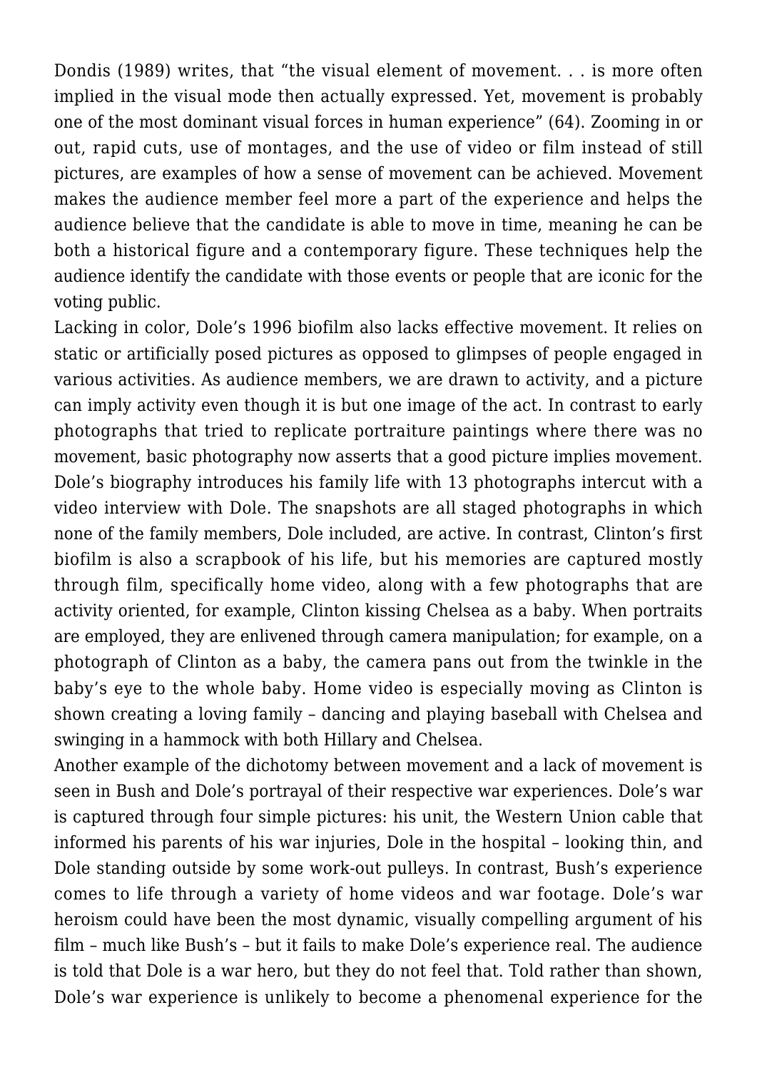Dondis (1989) writes, that "the visual element of movement. . . is more often implied in the visual mode then actually expressed. Yet, movement is probably one of the most dominant visual forces in human experience" (64). Zooming in or out, rapid cuts, use of montages, and the use of video or film instead of still pictures, are examples of how a sense of movement can be achieved. Movement makes the audience member feel more a part of the experience and helps the audience believe that the candidate is able to move in time, meaning he can be both a historical figure and a contemporary figure. These techniques help the audience identify the candidate with those events or people that are iconic for the voting public.

Lacking in color, Dole's 1996 biofilm also lacks effective movement. It relies on static or artificially posed pictures as opposed to glimpses of people engaged in various activities. As audience members, we are drawn to activity, and a picture can imply activity even though it is but one image of the act. In contrast to early photographs that tried to replicate portraiture paintings where there was no movement, basic photography now asserts that a good picture implies movement. Dole's biography introduces his family life with 13 photographs intercut with a video interview with Dole. The snapshots are all staged photographs in which none of the family members, Dole included, are active. In contrast, Clinton's first biofilm is also a scrapbook of his life, but his memories are captured mostly through film, specifically home video, along with a few photographs that are activity oriented, for example, Clinton kissing Chelsea as a baby. When portraits are employed, they are enlivened through camera manipulation; for example, on a photograph of Clinton as a baby, the camera pans out from the twinkle in the baby's eye to the whole baby. Home video is especially moving as Clinton is shown creating a loving family – dancing and playing baseball with Chelsea and swinging in a hammock with both Hillary and Chelsea.

Another example of the dichotomy between movement and a lack of movement is seen in Bush and Dole's portrayal of their respective war experiences. Dole's war is captured through four simple pictures: his unit, the Western Union cable that informed his parents of his war injuries, Dole in the hospital – looking thin, and Dole standing outside by some work-out pulleys. In contrast, Bush's experience comes to life through a variety of home videos and war footage. Dole's war heroism could have been the most dynamic, visually compelling argument of his film – much like Bush's – but it fails to make Dole's experience real. The audience is told that Dole is a war hero, but they do not feel that. Told rather than shown, Dole's war experience is unlikely to become a phenomenal experience for the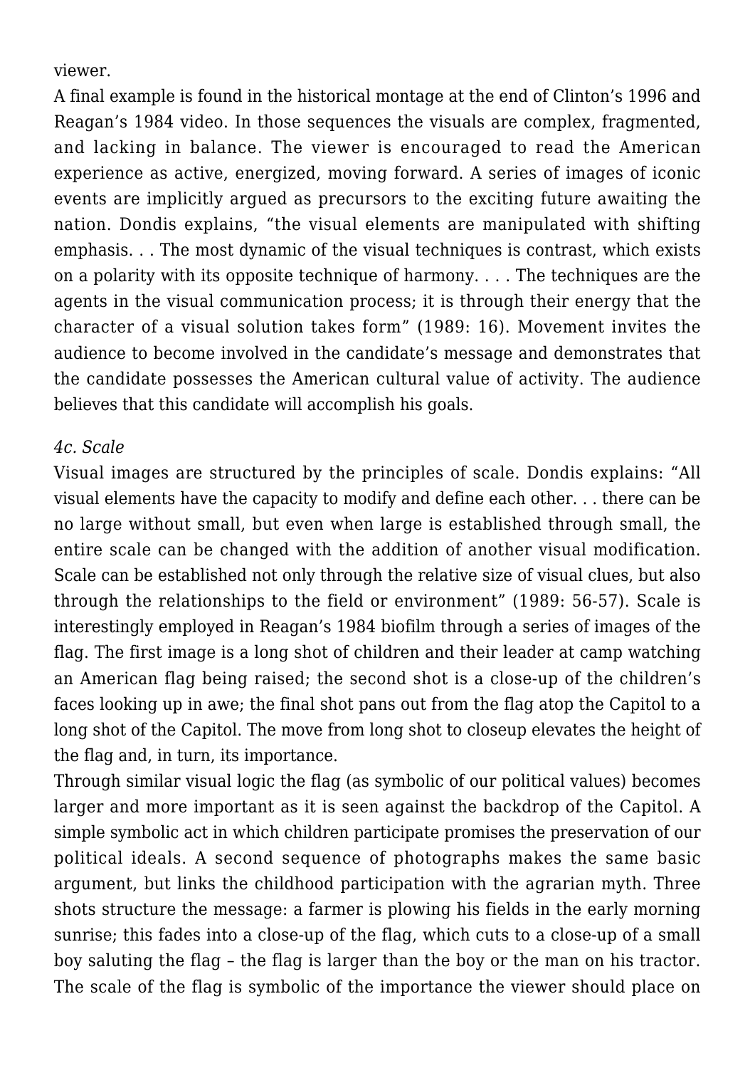viewer.

A final example is found in the historical montage at the end of Clinton's 1996 and Reagan's 1984 video. In those sequences the visuals are complex, fragmented, and lacking in balance. The viewer is encouraged to read the American experience as active, energized, moving forward. A series of images of iconic events are implicitly argued as precursors to the exciting future awaiting the nation. Dondis explains, "the visual elements are manipulated with shifting emphasis. . . The most dynamic of the visual techniques is contrast, which exists on a polarity with its opposite technique of harmony. . . . The techniques are the agents in the visual communication process; it is through their energy that the character of a visual solution takes form" (1989: 16). Movement invites the audience to become involved in the candidate's message and demonstrates that the candidate possesses the American cultural value of activity. The audience believes that this candidate will accomplish his goals.

*4c. Scale*

Visual images are structured by the principles of scale. Dondis explains: "All visual elements have the capacity to modify and define each other. . . there can be no large without small, but even when large is established through small, the entire scale can be changed with the addition of another visual modification. Scale can be established not only through the relative size of visual clues, but also through the relationships to the field or environment" (1989: 56-57). Scale is interestingly employed in Reagan's 1984 biofilm through a series of images of the flag. The first image is a long shot of children and their leader at camp watching an American flag being raised; the second shot is a close-up of the children's faces looking up in awe; the final shot pans out from the flag atop the Capitol to a long shot of the Capitol. The move from long shot to closeup elevates the height of the flag and, in turn, its importance.

Through similar visual logic the flag (as symbolic of our political values) becomes larger and more important as it is seen against the backdrop of the Capitol. A simple symbolic act in which children participate promises the preservation of our political ideals. A second sequence of photographs makes the same basic argument, but links the childhood participation with the agrarian myth. Three shots structure the message: a farmer is plowing his fields in the early morning sunrise; this fades into a close-up of the flag, which cuts to a close-up of a small boy saluting the flag – the flag is larger than the boy or the man on his tractor. The scale of the flag is symbolic of the importance the viewer should place on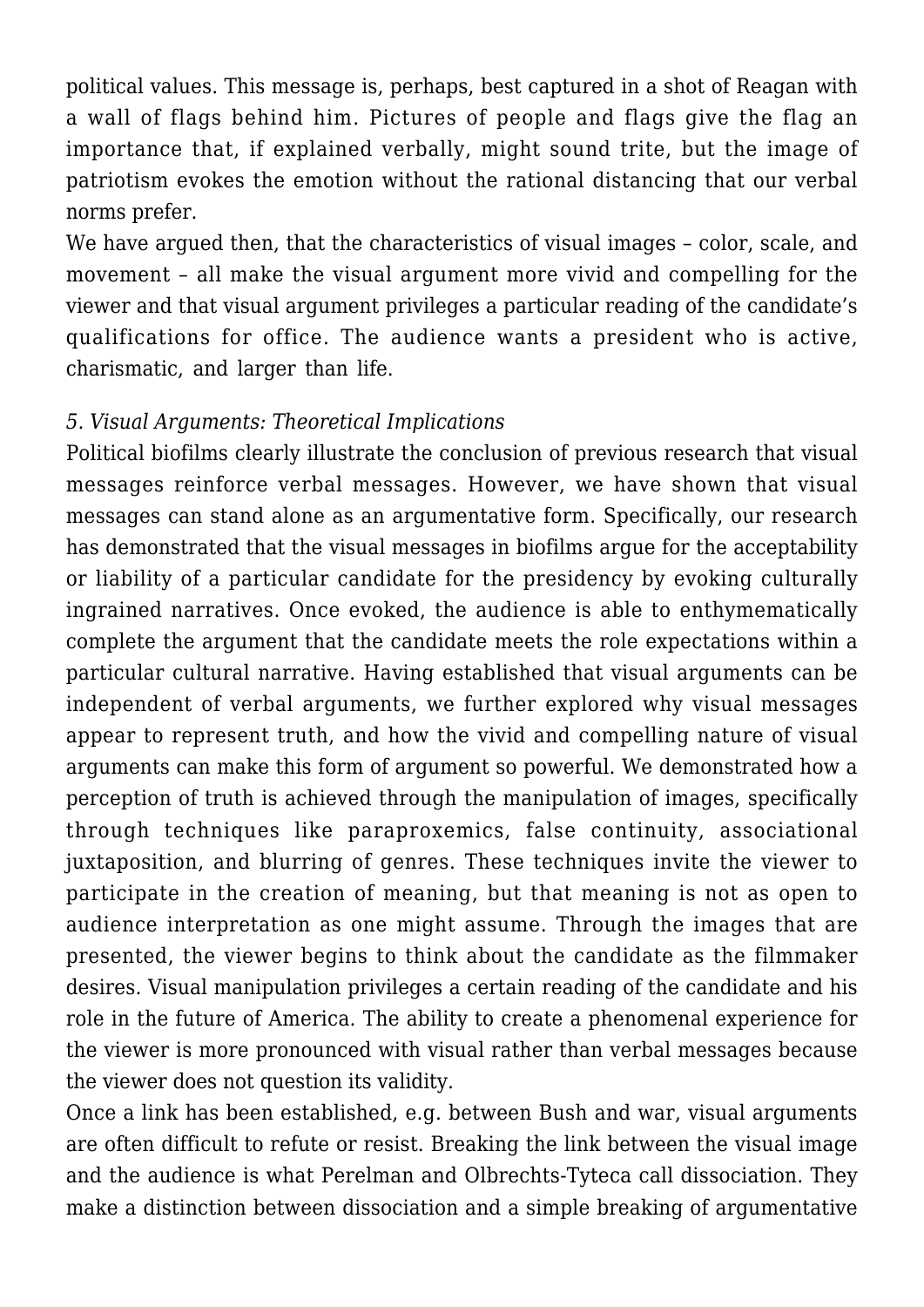political values. This message is, perhaps, best captured in a shot of Reagan with a wall of flags behind him. Pictures of people and flags give the flag an importance that, if explained verbally, might sound trite, but the image of patriotism evokes the emotion without the rational distancing that our verbal norms prefer.

We have argued then, that the characteristics of visual images – color, scale, and movement – all make the visual argument more vivid and compelling for the viewer and that visual argument privileges a particular reading of the candidate's qualifications for office. The audience wants a president who is active, charismatic, and larger than life.

### *5. Visual Arguments: Theoretical Implications*

Political biofilms clearly illustrate the conclusion of previous research that visual messages reinforce verbal messages. However, we have shown that visual messages can stand alone as an argumentative form. Specifically, our research has demonstrated that the visual messages in biofilms argue for the acceptability or liability of a particular candidate for the presidency by evoking culturally ingrained narratives. Once evoked, the audience is able to enthymematically complete the argument that the candidate meets the role expectations within a particular cultural narrative. Having established that visual arguments can be independent of verbal arguments, we further explored why visual messages appear to represent truth, and how the vivid and compelling nature of visual arguments can make this form of argument so powerful. We demonstrated how a perception of truth is achieved through the manipulation of images, specifically through techniques like paraproxemics, false continuity, associational juxtaposition, and blurring of genres. These techniques invite the viewer to participate in the creation of meaning, but that meaning is not as open to audience interpretation as one might assume. Through the images that are presented, the viewer begins to think about the candidate as the filmmaker desires. Visual manipulation privileges a certain reading of the candidate and his role in the future of America. The ability to create a phenomenal experience for the viewer is more pronounced with visual rather than verbal messages because the viewer does not question its validity.

Once a link has been established, e.g. between Bush and war, visual arguments are often difficult to refute or resist. Breaking the link between the visual image and the audience is what Perelman and Olbrechts-Tyteca call dissociation. They make a distinction between dissociation and a simple breaking of argumentative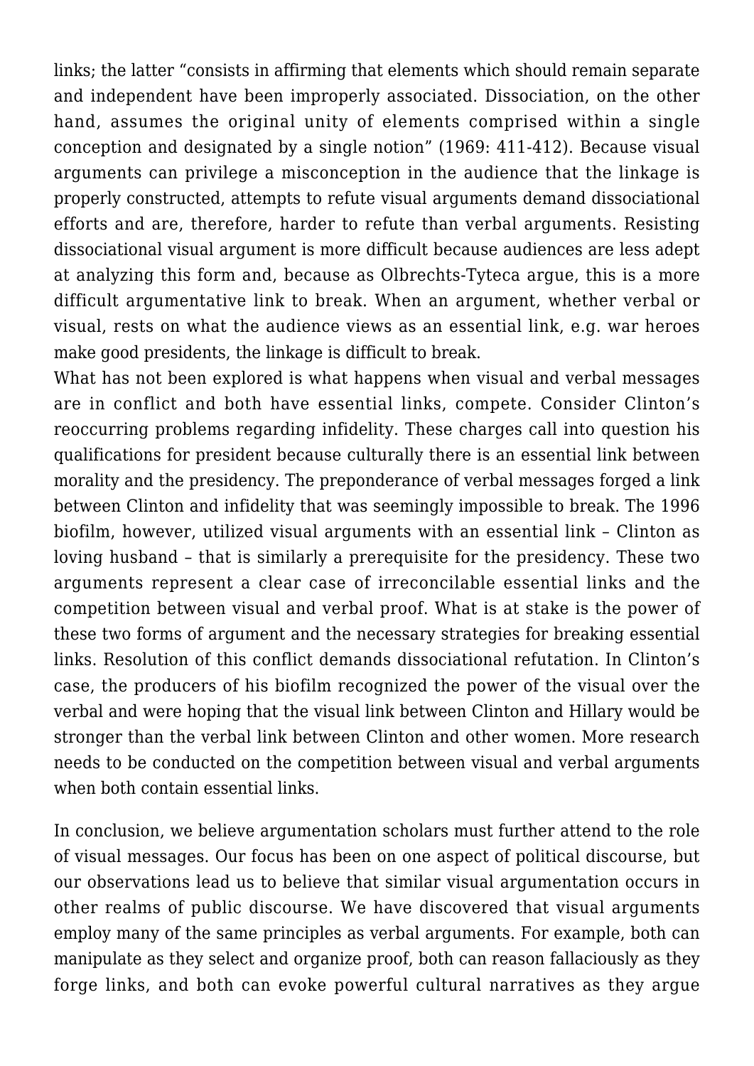links; the latter "consists in affirming that elements which should remain separate and independent have been improperly associated. Dissociation, on the other hand, assumes the original unity of elements comprised within a single conception and designated by a single notion" (1969: 411-412). Because visual arguments can privilege a misconception in the audience that the linkage is properly constructed, attempts to refute visual arguments demand dissociational efforts and are, therefore, harder to refute than verbal arguments. Resisting dissociational visual argument is more difficult because audiences are less adept at analyzing this form and, because as Olbrechts-Tyteca argue, this is a more difficult argumentative link to break. When an argument, whether verbal or visual, rests on what the audience views as an essential link, e.g. war heroes make good presidents, the linkage is difficult to break.

What has not been explored is what happens when visual and verbal messages are in conflict and both have essential links, compete. Consider Clinton's reoccurring problems regarding infidelity. These charges call into question his qualifications for president because culturally there is an essential link between morality and the presidency. The preponderance of verbal messages forged a link between Clinton and infidelity that was seemingly impossible to break. The 1996 biofilm, however, utilized visual arguments with an essential link – Clinton as loving husband – that is similarly a prerequisite for the presidency. These two arguments represent a clear case of irreconcilable essential links and the competition between visual and verbal proof. What is at stake is the power of these two forms of argument and the necessary strategies for breaking essential links. Resolution of this conflict demands dissociational refutation. In Clinton's case, the producers of his biofilm recognized the power of the visual over the verbal and were hoping that the visual link between Clinton and Hillary would be stronger than the verbal link between Clinton and other women. More research needs to be conducted on the competition between visual and verbal arguments when both contain essential links.

In conclusion, we believe argumentation scholars must further attend to the role of visual messages. Our focus has been on one aspect of political discourse, but our observations lead us to believe that similar visual argumentation occurs in other realms of public discourse. We have discovered that visual arguments employ many of the same principles as verbal arguments. For example, both can manipulate as they select and organize proof, both can reason fallaciously as they forge links, and both can evoke powerful cultural narratives as they argue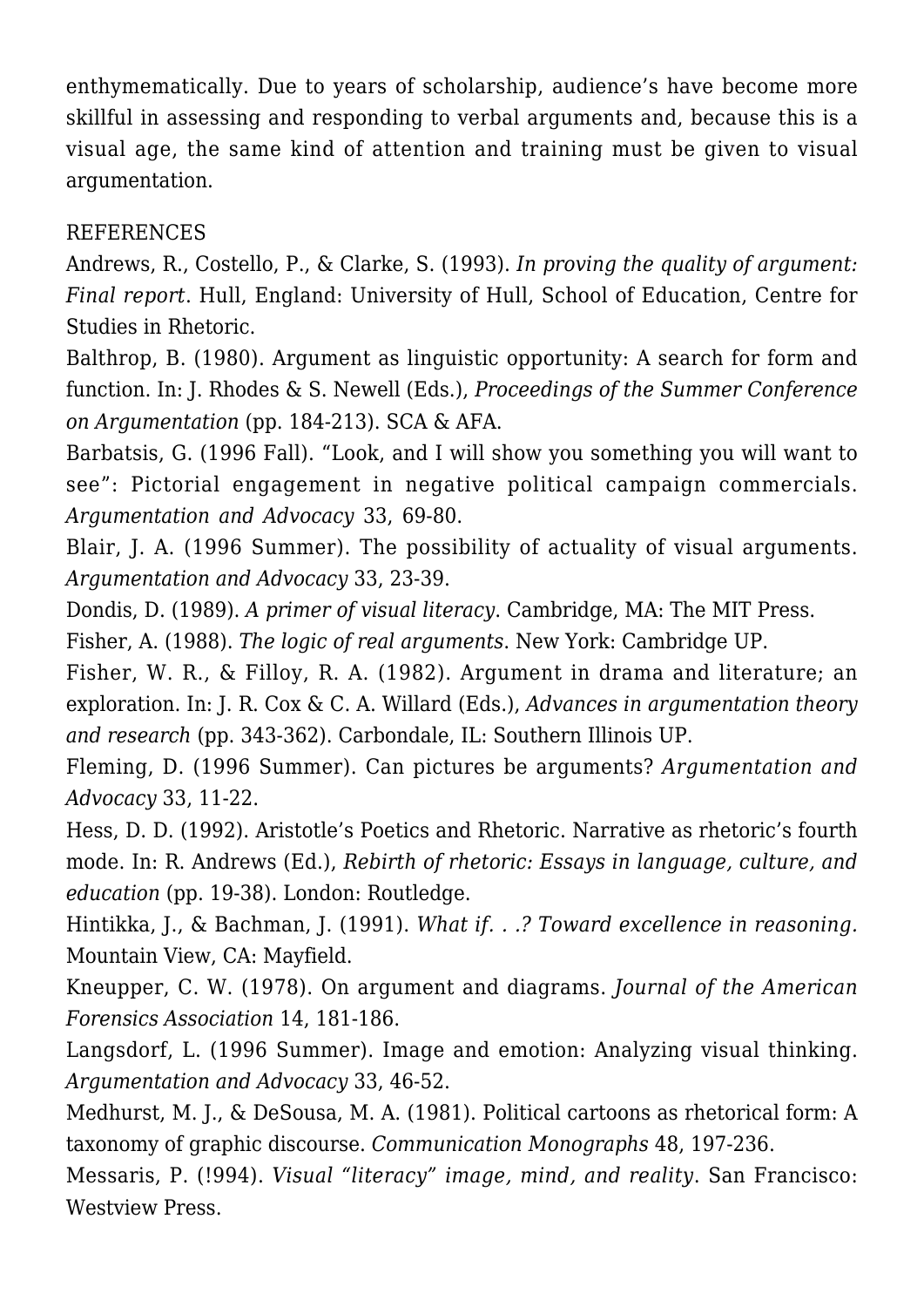enthymematically. Due to years of scholarship, audience's have become more skillful in assessing and responding to verbal arguments and, because this is a visual age, the same kind of attention and training must be given to visual argumentation.

REFERENCES

Andrews, R., Costello, P., & Clarke, S. (1993). *In proving the quality of argument: Final report*. Hull, England: University of Hull, School of Education, Centre for Studies in Rhetoric.

Balthrop, B. (1980). Argument as linguistic opportunity: A search for form and function. In: J. Rhodes & S. Newell (Eds.), *Proceedings of the Summer Conference on Argumentation* (pp. 184-213). SCA & AFA.

Barbatsis, G. (1996 Fall). "Look, and I will show you something you will want to see": Pictorial engagement in negative political campaign commercials. *Argumentation and Advocacy* 33, 69-80.

Blair, J. A. (1996 Summer). The possibility of actuality of visual arguments. *Argumentation and Advocacy* 33, 23-39.

Dondis, D. (1989). *A primer of visual literacy*. Cambridge, MA: The MIT Press.

Fisher, A. (1988). *The logic of real arguments*. New York: Cambridge UP.

Fisher, W. R., & Filloy, R. A. (1982). Argument in drama and literature; an exploration. In: J. R. Cox & C. A. Willard (Eds.), *Advances in argumentation theory and research* (pp. 343-362). Carbondale, IL: Southern Illinois UP.

Fleming, D. (1996 Summer). Can pictures be arguments? *Argumentation and Advocacy* 33, 11-22.

Hess, D. D. (1992). Aristotle's Poetics and Rhetoric. Narrative as rhetoric's fourth mode. In: R. Andrews (Ed.), *Rebirth of rhetoric: Essays in language, culture, and education* (pp. 19-38). London: Routledge.

Hintikka, J., & Bachman, J. (1991). *What if. . .? Toward excellence in reasoning.* Mountain View, CA: Mayfield.

Kneupper, C. W. (1978). On argument and diagrams. *Journal of the American Forensics Association* 14, 181-186.

Langsdorf, L. (1996 Summer). Image and emotion: Analyzing visual thinking. *Argumentation and Advocacy* 33, 46-52.

Medhurst, M. J., & DeSousa, M. A. (1981). Political cartoons as rhetorical form: A taxonomy of graphic discourse. *Communication Monographs* 48, 197-236.

Messaris, P. (!994). *Visual "literacy" image, mind, and reality*. San Francisco: Westview Press.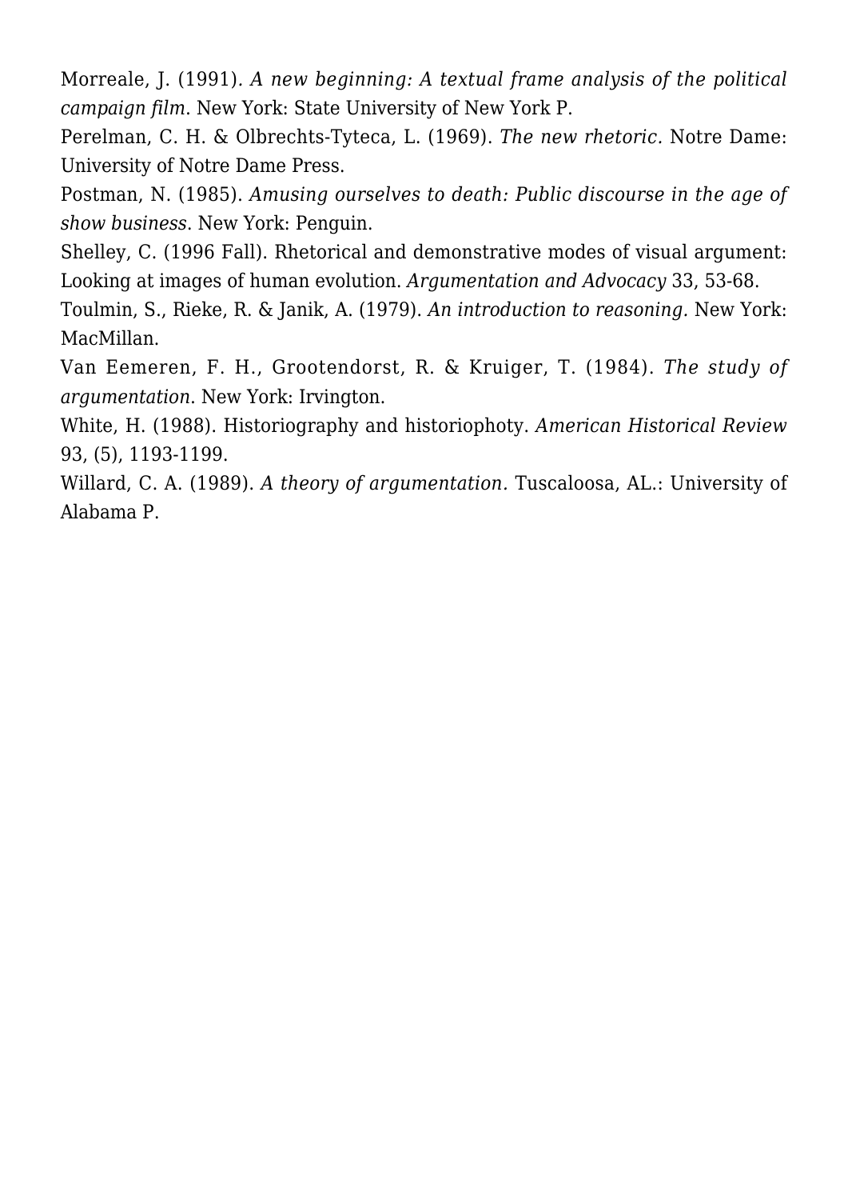Morreale, J. (1991). *A new beginning: A textual frame analysis of the political campaign film*. New York: State University of New York P.

Perelman, C. H. & Olbrechts-Tyteca, L. (1969). *The new rhetoric.* Notre Dame: University of Notre Dame Press.

Postman, N. (1985). *Amusing ourselves to death: Public discourse in the age of show business*. New York: Penguin.

Shelley, C. (1996 Fall). Rhetorical and demonstrative modes of visual argument: Looking at images of human evolution. *Argumentation and Advocacy* 33, 53-68.

Toulmin, S., Rieke, R. & Janik, A. (1979). *An introduction to reasoning.* New York: MacMillan.

Van Eemeren, F. H., Grootendorst, R. & Kruiger, T. (1984). *The study of argumentation*. New York: Irvington.

White, H. (1988). Historiography and historiophoty. *American Historical Review* 93, (5), 1193-1199.

Willard, C. A. (1989). *A theory of argumentation.* Tuscaloosa, AL.: University of Alabama P.